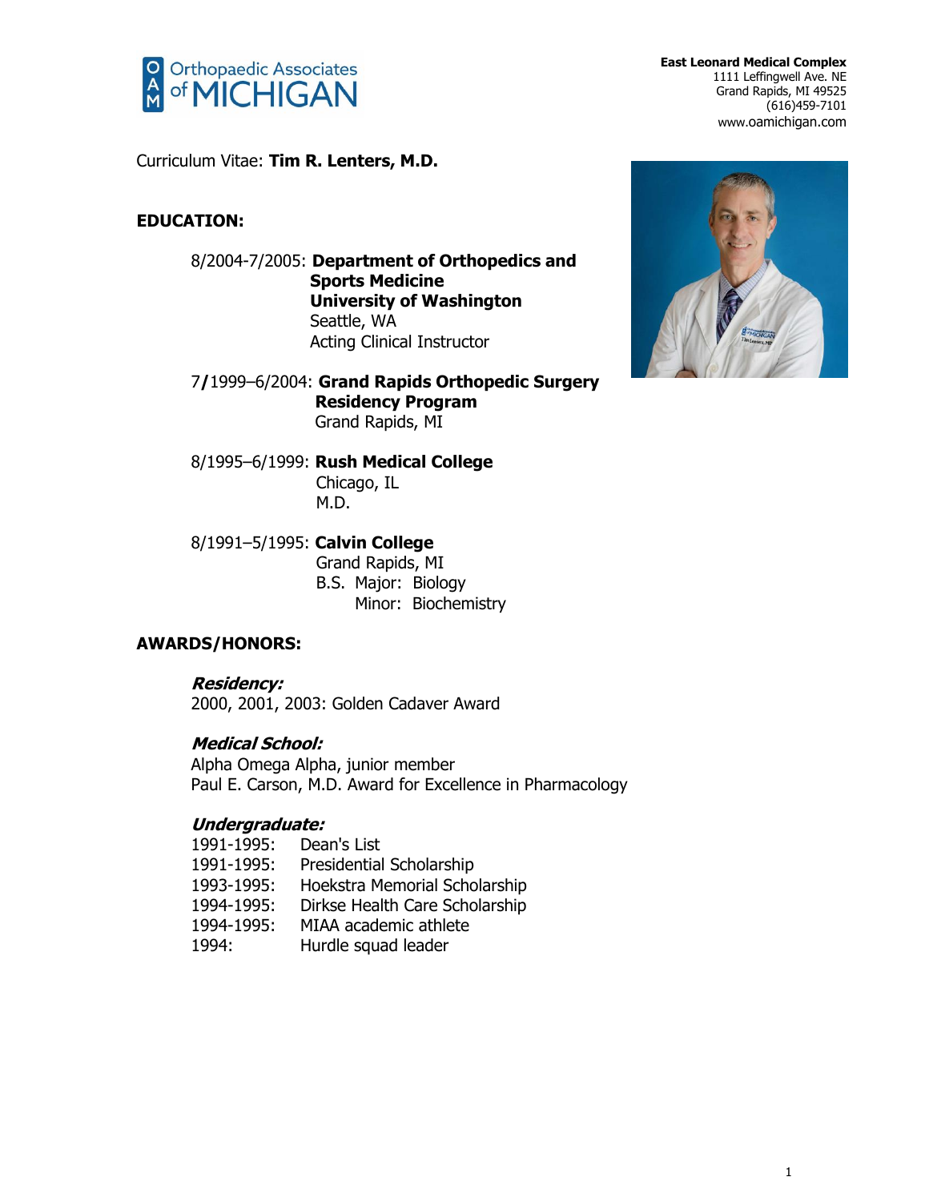**East Leonard Medical Complex**
1111 Leffingwell Ave. NE
Grand Rapids, MI 49525
(616)459-7101
www.oamichigan.com

Curriculum Vitae: **Tim R. Lenters, M.D.**

## EDUCATION:

8/2004-7/2005: **Department of Orthopedics and Sports Medicine**
**University of Washington**
Seattle, WA
Acting Clinical Instructor

7/1999–6/2004: **Grand Rapids Orthopedic Surgery Residency Program**
Grand Rapids, MI

8/1995–6/1999: **Rush Medical College**
Chicago, IL
M.D.

8/1991–5/1995: **Calvin College**
Grand Rapids, MI
B.S. Major: Biology
Minor: Biochemistry

## AWARDS/HONORS:

### *Residency:*

2000, 2001, 2003: Golden Cadaver Award

### *Medical School:*

Alpha Omega Alpha, junior member
Paul E. Carson, M.D. Award for Excellence in Pharmacology

### *Undergraduate:*

1991-1995: Dean's List
1991-1995: Presidential Scholarship
1993-1995: Hoekstra Memorial Scholarship
1994-1995: Dirkse Health Care Scholarship
1994-1995: MIAA academic athlete
1994: Hurdle squad leader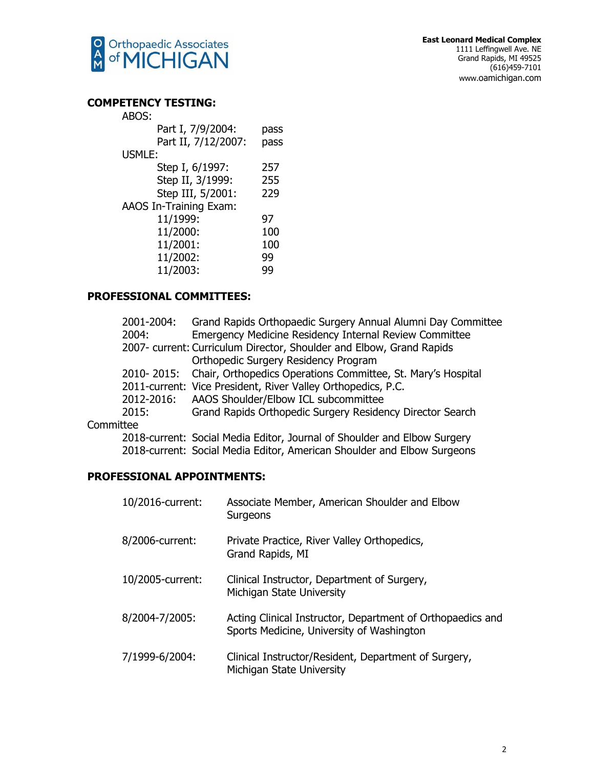## COMPETENCY TESTING:

ABOS:

- Part I, 7/9/2004: pass
- Part II, 7/12/2007: pass

USMLE:

- Step I, 6/1997: 257
- Step II, 3/1999: 255
- Step III, 5/2001: 229

AAOS In-Training Exam:

- 11/1999: 97
- 11/2000: 100
- 11/2001: 100
- 11/2002: 99
- 11/2003: 99

## PROFESSIONAL COMMITTEES:

- 2001-2004: Grand Rapids Orthopaedic Surgery Annual Alumni Day Committee
- 2004: Emergency Medicine Residency Internal Review Committee
- 2007- current: Curriculum Director, Shoulder and Elbow, Grand Rapids Orthopedic Surgery Residency Program
- 2010- 2015: Chair, Orthopedics Operations Committee, St. Mary's Hospital
- 2011-current: Vice President, River Valley Orthopedics, P.C.
- 2012-2016: AAOS Shoulder/Elbow ICL subcommittee
- 2015: Grand Rapids Orthopedic Surgery Residency Director Search Committee
- 2018-current: Social Media Editor, Journal of Shoulder and Elbow Surgery
- 2018-current: Social Media Editor, American Shoulder and Elbow Surgeons

## PROFESSIONAL APPOINTMENTS:

- 10/2016-current: Associate Member, American Shoulder and Elbow Surgeons
- 8/2006-current: Private Practice, River Valley Orthopedics, Grand Rapids, MI
- 10/2005-current: Clinical Instructor, Department of Surgery, Michigan State University
- 8/2004-7/2005: Acting Clinical Instructor, Department of Orthopaedics and Sports Medicine, University of Washington
- 7/1999-6/2004: Clinical Instructor/Resident, Department of Surgery, Michigan State University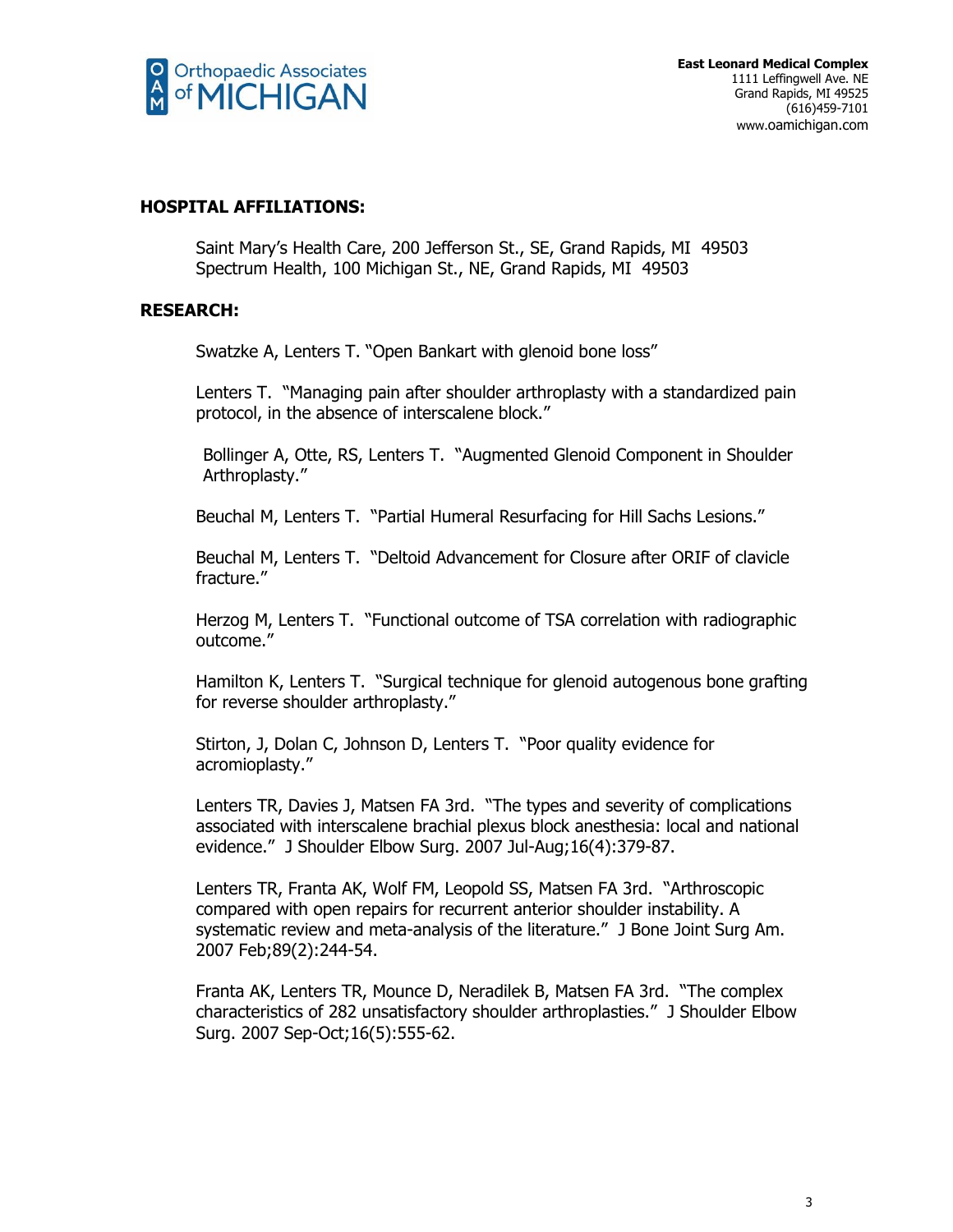## HOSPITAL AFFILIATIONS:

Saint Mary's Health Care, 200 Jefferson St., SE, Grand Rapids, MI 49503
Spectrum Health, 100 Michigan St., NE, Grand Rapids, MI 49503

## RESEARCH:

Swatzke A, Lenters T. "Open Bankart with glenoid bone loss"

Lenters T. "Managing pain after shoulder arthroplasty with a standardized pain protocol, in the absence of interscalene block."

Bollinger A, Otte, RS, Lenters T. "Augmented Glenoid Component in Shoulder Arthroplasty."

Beuchal M, Lenters T. "Partial Humeral Resurfacing for Hill Sachs Lesions."

Beuchal M, Lenters T. "Deltoid Advancement for Closure after ORIF of clavicle fracture."

Herzog M, Lenters T. "Functional outcome of TSA correlation with radiographic outcome."

Hamilton K, Lenters T. "Surgical technique for glenoid autogenous bone grafting for reverse shoulder arthroplasty."

Stirton, J, Dolan C, Johnson D, Lenters T. "Poor quality evidence for acromioplasty."

Lenters TR, Davies J, Matsen FA 3rd. "The types and severity of complications associated with interscalene brachial plexus block anesthesia: local and national evidence." J Shoulder Elbow Surg. 2007 Jul-Aug;16(4):379-87.

Lenters TR, Franta AK, Wolf FM, Leopold SS, Matsen FA 3rd. "Arthroscopic compared with open repairs for recurrent anterior shoulder instability. A systematic review and meta-analysis of the literature." J Bone Joint Surg Am. 2007 Feb;89(2):244-54.

Franta AK, Lenters TR, Mounce D, Neradilek B, Matsen FA 3rd. "The complex characteristics of 282 unsatisfactory shoulder arthroplasties." J Shoulder Elbow Surg. 2007 Sep-Oct;16(5):555-62.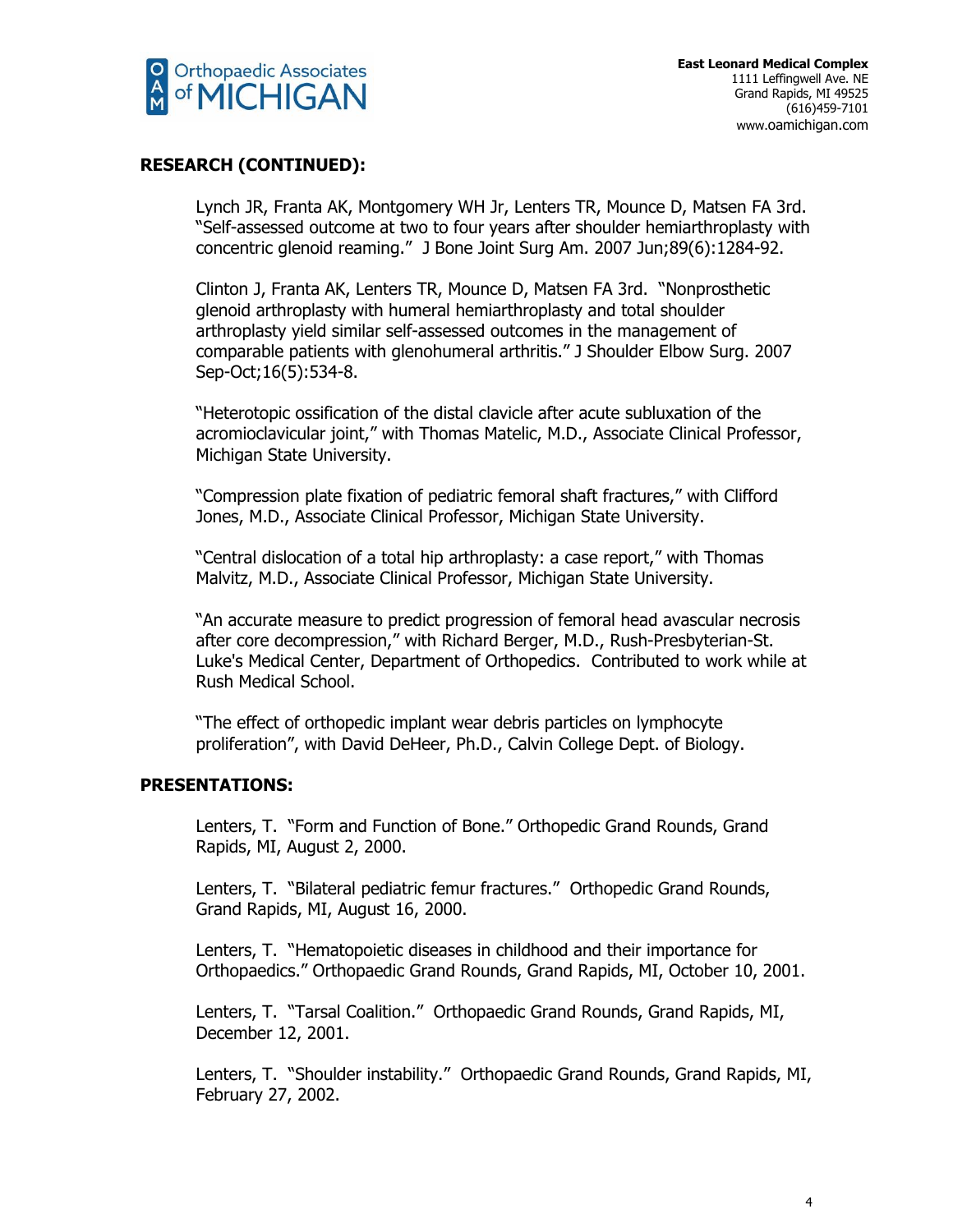## RESEARCH (CONTINUED):

Lynch JR, Franta AK, Montgomery WH Jr, Lenters TR, Mounce D, Matsen FA 3rd. "Self-assessed outcome at two to four years after shoulder hemiarthroplasty with concentric glenoid reaming." J Bone Joint Surg Am. 2007 Jun;89(6):1284-92.

Clinton J, Franta AK, Lenters TR, Mounce D, Matsen FA 3rd. "Nonprosthetic glenoid arthroplasty with humeral hemiarthroplasty and total shoulder arthroplasty yield similar self-assessed outcomes in the management of comparable patients with glenohumeral arthritis." J Shoulder Elbow Surg. 2007 Sep-Oct;16(5):534-8.

"Heterotopic ossification of the distal clavicle after acute subluxation of the acromioclavicular joint," with Thomas Matelic, M.D., Associate Clinical Professor, Michigan State University.

"Compression plate fixation of pediatric femoral shaft fractures," with Clifford Jones, M.D., Associate Clinical Professor, Michigan State University.

"Central dislocation of a total hip arthroplasty: a case report," with Thomas Malvitz, M.D., Associate Clinical Professor, Michigan State University.

"An accurate measure to predict progression of femoral head avascular necrosis after core decompression," with Richard Berger, M.D., Rush-Presbyterian-St. Luke's Medical Center, Department of Orthopedics. Contributed to work while at Rush Medical School.

"The effect of orthopedic implant wear debris particles on lymphocyte proliferation", with David DeHeer, Ph.D., Calvin College Dept. of Biology.

## PRESENTATIONS:

Lenters, T. "Form and Function of Bone." Orthopedic Grand Rounds, Grand Rapids, MI, August 2, 2000.

Lenters, T. "Bilateral pediatric femur fractures." Orthopedic Grand Rounds, Grand Rapids, MI, August 16, 2000.

Lenters, T. "Hematopoietic diseases in childhood and their importance for Orthopaedics." Orthopaedic Grand Rounds, Grand Rapids, MI, October 10, 2001.

Lenters, T. "Tarsal Coalition." Orthopaedic Grand Rounds, Grand Rapids, MI, December 12, 2001.

Lenters, T. "Shoulder instability." Orthopaedic Grand Rounds, Grand Rapids, MI, February 27, 2002.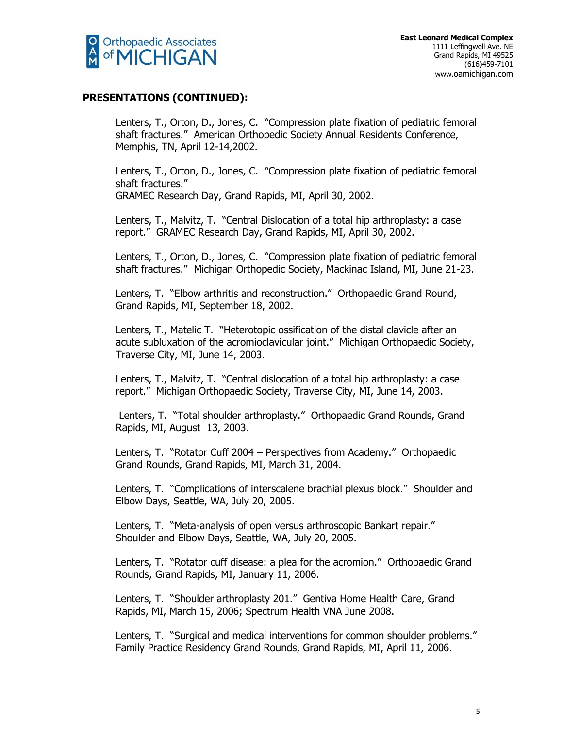## PRESENTATIONS (CONTINUED):

Lenters, T., Orton, D., Jones, C. "Compression plate fixation of pediatric femoral shaft fractures." American Orthopedic Society Annual Residents Conference, Memphis, TN, April 12-14,2002.

Lenters, T., Orton, D., Jones, C. "Compression plate fixation of pediatric femoral shaft fractures."
GRAMEC Research Day, Grand Rapids, MI, April 30, 2002.

Lenters, T., Malvitz, T. "Central Dislocation of a total hip arthroplasty: a case report." GRAMEC Research Day, Grand Rapids, MI, April 30, 2002.

Lenters, T., Orton, D., Jones, C. "Compression plate fixation of pediatric femoral shaft fractures." Michigan Orthopedic Society, Mackinac Island, MI, June 21-23.

Lenters, T. "Elbow arthritis and reconstruction." Orthopaedic Grand Round, Grand Rapids, MI, September 18, 2002.

Lenters, T., Matelic T. "Heterotopic ossification of the distal clavicle after an acute subluxation of the acromioclavicular joint." Michigan Orthopaedic Society, Traverse City, MI, June 14, 2003.

Lenters, T., Malvitz, T. "Central dislocation of a total hip arthroplasty: a case report." Michigan Orthopaedic Society, Traverse City, MI, June 14, 2003.

Lenters, T. "Total shoulder arthroplasty." Orthopaedic Grand Rounds, Grand Rapids, MI, August 13, 2003.

Lenters, T. "Rotator Cuff 2004 – Perspectives from Academy." Orthopaedic Grand Rounds, Grand Rapids, MI, March 31, 2004.

Lenters, T. "Complications of interscalene brachial plexus block." Shoulder and Elbow Days, Seattle, WA, July 20, 2005.

Lenters, T. "Meta-analysis of open versus arthroscopic Bankart repair." Shoulder and Elbow Days, Seattle, WA, July 20, 2005.

Lenters, T. "Rotator cuff disease: a plea for the acromion." Orthopaedic Grand Rounds, Grand Rapids, MI, January 11, 2006.

Lenters, T. "Shoulder arthroplasty 201." Gentiva Home Health Care, Grand Rapids, MI, March 15, 2006; Spectrum Health VNA June 2008.

Lenters, T. "Surgical and medical interventions for common shoulder problems." Family Practice Residency Grand Rounds, Grand Rapids, MI, April 11, 2006.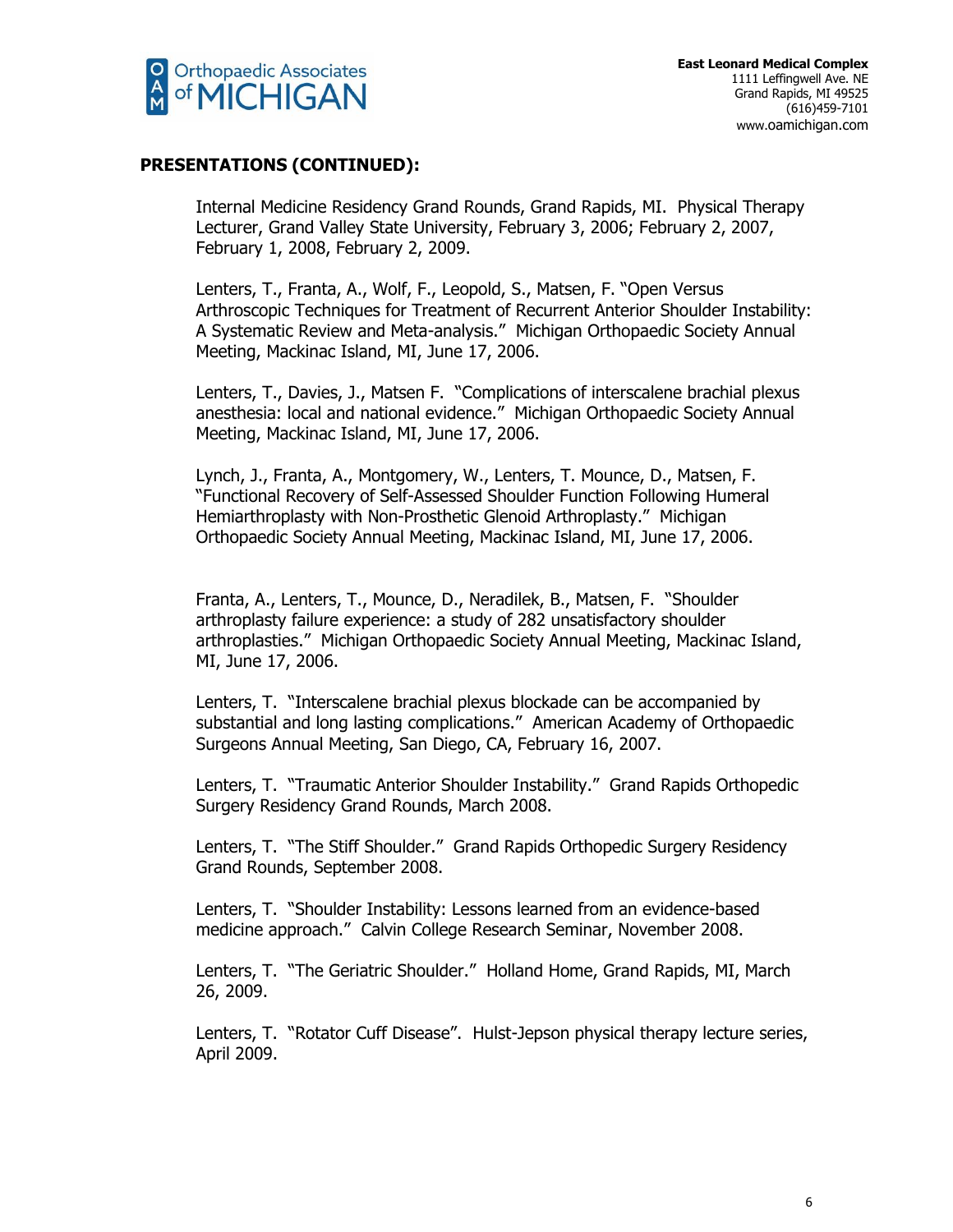**PRESENTATIONS (CONTINUED):**

Internal Medicine Residency Grand Rounds, Grand Rapids, MI. Physical Therapy Lecturer, Grand Valley State University, February 3, 2006; February 2, 2007, February 1, 2008, February 2, 2009.

Lenters, T., Franta, A., Wolf, F., Leopold, S., Matsen, F. "Open Versus Arthroscopic Techniques for Treatment of Recurrent Anterior Shoulder Instability: A Systematic Review and Meta-analysis." Michigan Orthopaedic Society Annual Meeting, Mackinac Island, MI, June 17, 2006.

Lenters, T., Davies, J., Matsen F. "Complications of interscalene brachial plexus anesthesia: local and national evidence." Michigan Orthopaedic Society Annual Meeting, Mackinac Island, MI, June 17, 2006.

Lynch, J., Franta, A., Montgomery, W., Lenters, T. Mounce, D., Matsen, F. "Functional Recovery of Self-Assessed Shoulder Function Following Humeral Hemiarthroplasty with Non-Prosthetic Glenoid Arthroplasty." Michigan Orthopaedic Society Annual Meeting, Mackinac Island, MI, June 17, 2006.

Franta, A., Lenters, T., Mounce, D., Neradilek, B., Matsen, F. "Shoulder arthroplasty failure experience: a study of 282 unsatisfactory shoulder arthroplasties." Michigan Orthopaedic Society Annual Meeting, Mackinac Island, MI, June 17, 2006.

Lenters, T. "Interscalene brachial plexus blockade can be accompanied by substantial and long lasting complications." American Academy of Orthopaedic Surgeons Annual Meeting, San Diego, CA, February 16, 2007.

Lenters, T. "Traumatic Anterior Shoulder Instability." Grand Rapids Orthopedic Surgery Residency Grand Rounds, March 2008.

Lenters, T. "The Stiff Shoulder." Grand Rapids Orthopedic Surgery Residency Grand Rounds, September 2008.

Lenters, T. "Shoulder Instability: Lessons learned from an evidence-based medicine approach." Calvin College Research Seminar, November 2008.

Lenters, T. "The Geriatric Shoulder." Holland Home, Grand Rapids, MI, March 26, 2009.

Lenters, T. "Rotator Cuff Disease". Hulst-Jepson physical therapy lecture series, April 2009.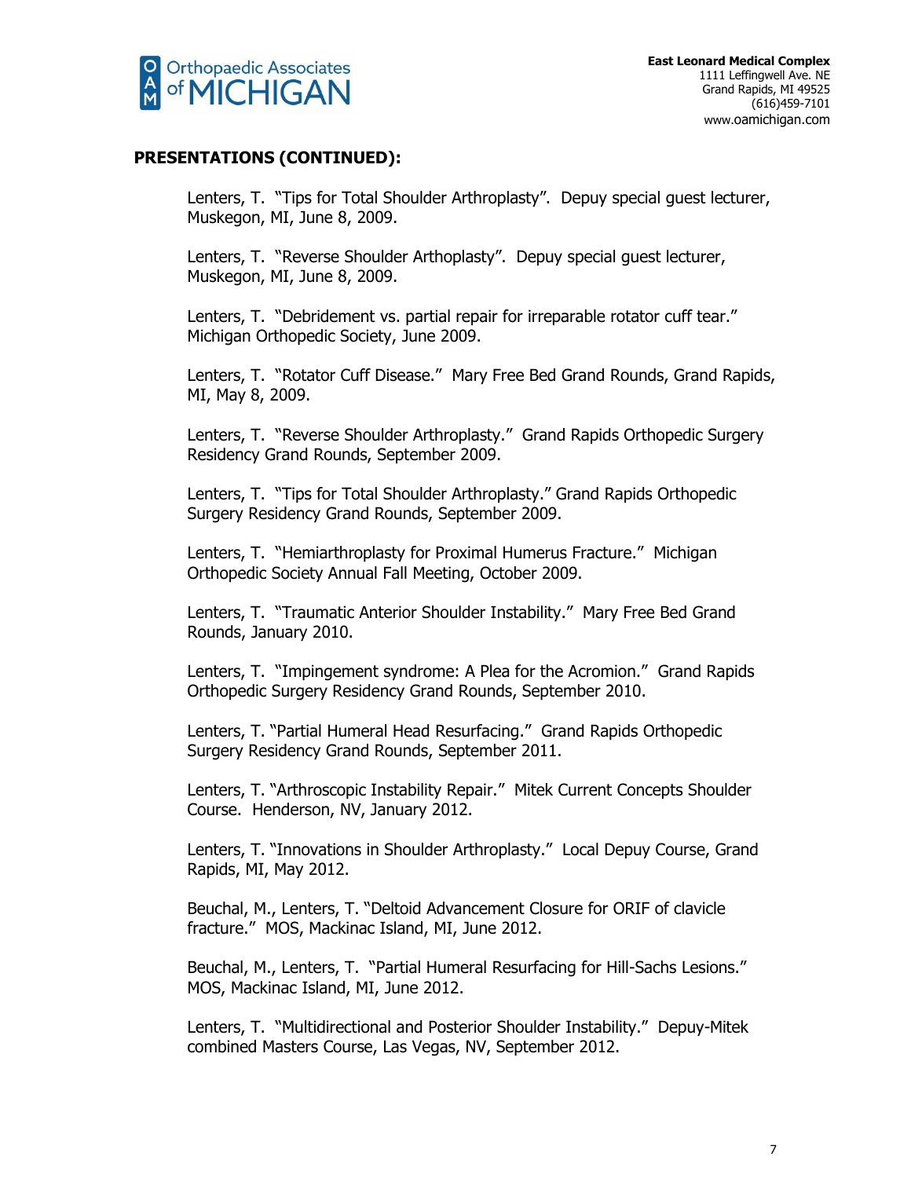## PRESENTATIONS (CONTINUED):

Lenters, T. "Tips for Total Shoulder Arthroplasty". Depuy special guest lecturer, Muskegon, MI, June 8, 2009.

Lenters, T. "Reverse Shoulder Arthoplasty". Depuy special guest lecturer, Muskegon, MI, June 8, 2009.

Lenters, T. "Debridement vs. partial repair for irreparable rotator cuff tear." Michigan Orthopedic Society, June 2009.

Lenters, T. "Rotator Cuff Disease." Mary Free Bed Grand Rounds, Grand Rapids, MI, May 8, 2009.

Lenters, T. "Reverse Shoulder Arthroplasty." Grand Rapids Orthopedic Surgery Residency Grand Rounds, September 2009.

Lenters, T. "Tips for Total Shoulder Arthroplasty." Grand Rapids Orthopedic Surgery Residency Grand Rounds, September 2009.

Lenters, T. "Hemiarthroplasty for Proximal Humerus Fracture." Michigan Orthopedic Society Annual Fall Meeting, October 2009.

Lenters, T. "Traumatic Anterior Shoulder Instability." Mary Free Bed Grand Rounds, January 2010.

Lenters, T. "Impingement syndrome: A Plea for the Acromion." Grand Rapids Orthopedic Surgery Residency Grand Rounds, September 2010.

Lenters, T. "Partial Humeral Head Resurfacing." Grand Rapids Orthopedic Surgery Residency Grand Rounds, September 2011.

Lenters, T. "Arthroscopic Instability Repair." Mitek Current Concepts Shoulder Course. Henderson, NV, January 2012.

Lenters, T. "Innovations in Shoulder Arthroplasty." Local Depuy Course, Grand Rapids, MI, May 2012.

Beuchal, M., Lenters, T. "Deltoid Advancement Closure for ORIF of clavicle fracture." MOS, Mackinac Island, MI, June 2012.

Beuchal, M., Lenters, T. "Partial Humeral Resurfacing for Hill-Sachs Lesions." MOS, Mackinac Island, MI, June 2012.

Lenters, T. "Multidirectional and Posterior Shoulder Instability." Depuy-Mitek combined Masters Course, Las Vegas, NV, September 2012.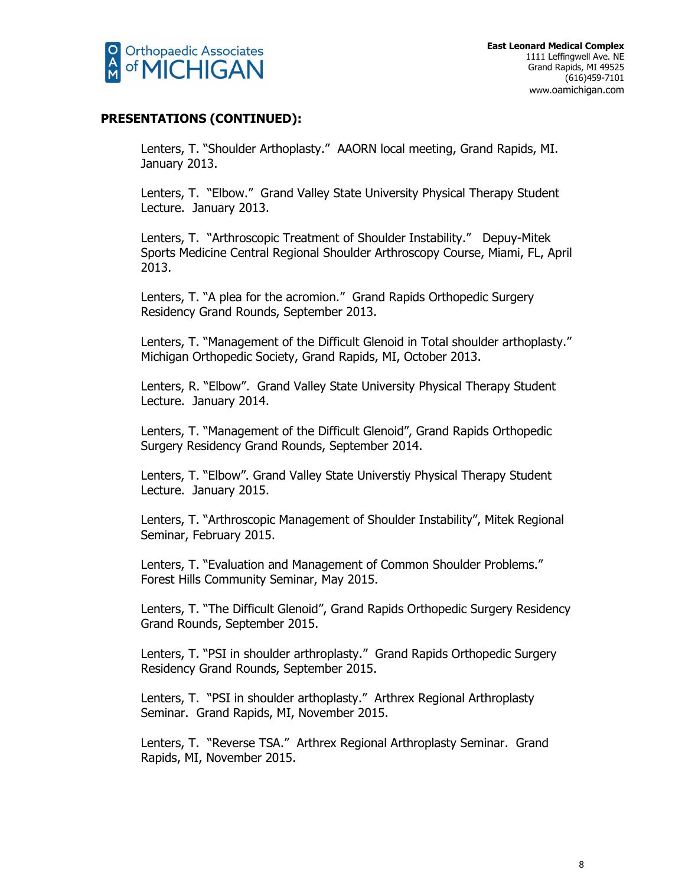## PRESENTATIONS (CONTINUED):

Lenters, T. "Shoulder Arthoplasty." AAORN local meeting, Grand Rapids, MI. January 2013.

Lenters, T. "Elbow." Grand Valley State University Physical Therapy Student Lecture. January 2013.

Lenters, T. "Arthroscopic Treatment of Shoulder Instability." Depuy-Mitek Sports Medicine Central Regional Shoulder Arthroscopy Course, Miami, FL, April 2013.

Lenters, T. "A plea for the acromion." Grand Rapids Orthopedic Surgery Residency Grand Rounds, September 2013.

Lenters, T. "Management of the Difficult Glenoid in Total shoulder arthoplasty." Michigan Orthopedic Society, Grand Rapids, MI, October 2013.

Lenters, R. "Elbow". Grand Valley State University Physical Therapy Student Lecture. January 2014.

Lenters, T. "Management of the Difficult Glenoid", Grand Rapids Orthopedic Surgery Residency Grand Rounds, September 2014.

Lenters, T. "Elbow". Grand Valley State Universtiy Physical Therapy Student Lecture. January 2015.

Lenters, T. "Arthroscopic Management of Shoulder Instability", Mitek Regional Seminar, February 2015.

Lenters, T. "Evaluation and Management of Common Shoulder Problems." Forest Hills Community Seminar, May 2015.

Lenters, T. "The Difficult Glenoid", Grand Rapids Orthopedic Surgery Residency Grand Rounds, September 2015.

Lenters, T. "PSI in shoulder arthroplasty." Grand Rapids Orthopedic Surgery Residency Grand Rounds, September 2015.

Lenters, T. "PSI in shoulder arthoplasty." Arthrex Regional Arthroplasty Seminar. Grand Rapids, MI, November 2015.

Lenters, T. "Reverse TSA." Arthrex Regional Arthroplasty Seminar. Grand Rapids, MI, November 2015.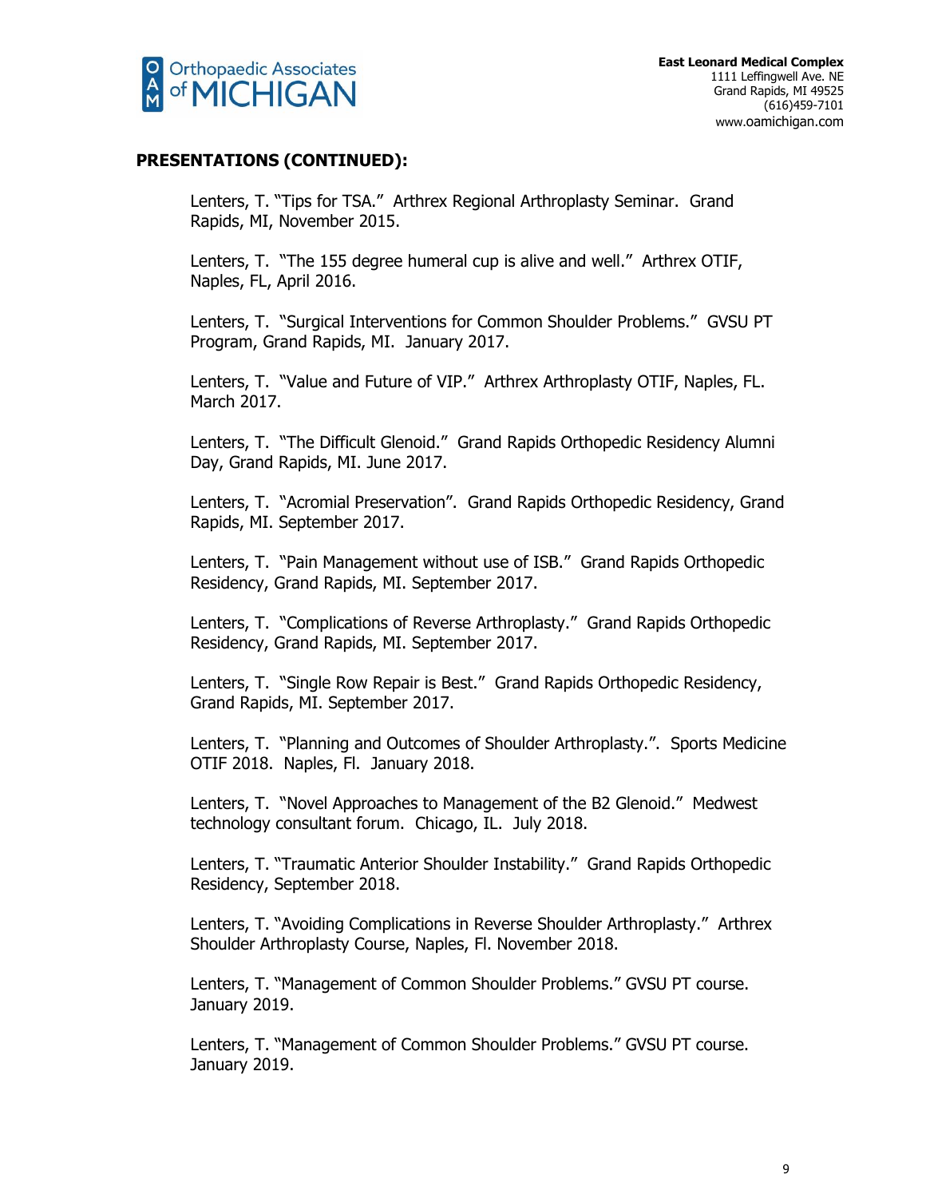## PRESENTATIONS (CONTINUED):

Lenters, T. "Tips for TSA." Arthrex Regional Arthroplasty Seminar. Grand Rapids, MI, November 2015.

Lenters, T. "The 155 degree humeral cup is alive and well." Arthrex OTIF, Naples, FL, April 2016.

Lenters, T. "Surgical Interventions for Common Shoulder Problems." GVSU PT Program, Grand Rapids, MI. January 2017.

Lenters, T. "Value and Future of VIP." Arthrex Arthroplasty OTIF, Naples, FL. March 2017.

Lenters, T. "The Difficult Glenoid." Grand Rapids Orthopedic Residency Alumni Day, Grand Rapids, MI. June 2017.

Lenters, T. "Acromial Preservation". Grand Rapids Orthopedic Residency, Grand Rapids, MI. September 2017.

Lenters, T. "Pain Management without use of ISB." Grand Rapids Orthopedic Residency, Grand Rapids, MI. September 2017.

Lenters, T. "Complications of Reverse Arthroplasty." Grand Rapids Orthopedic Residency, Grand Rapids, MI. September 2017.

Lenters, T. "Single Row Repair is Best." Grand Rapids Orthopedic Residency, Grand Rapids, MI. September 2017.

Lenters, T. "Planning and Outcomes of Shoulder Arthroplasty.". Sports Medicine OTIF 2018. Naples, Fl. January 2018.

Lenters, T. "Novel Approaches to Management of the B2 Glenoid." Medwest technology consultant forum. Chicago, IL. July 2018.

Lenters, T. "Traumatic Anterior Shoulder Instability." Grand Rapids Orthopedic Residency, September 2018.

Lenters, T. "Avoiding Complications in Reverse Shoulder Arthroplasty." Arthrex Shoulder Arthroplasty Course, Naples, Fl. November 2018.

Lenters, T. "Management of Common Shoulder Problems." GVSU PT course. January 2019.

Lenters, T. "Management of Common Shoulder Problems." GVSU PT course. January 2019.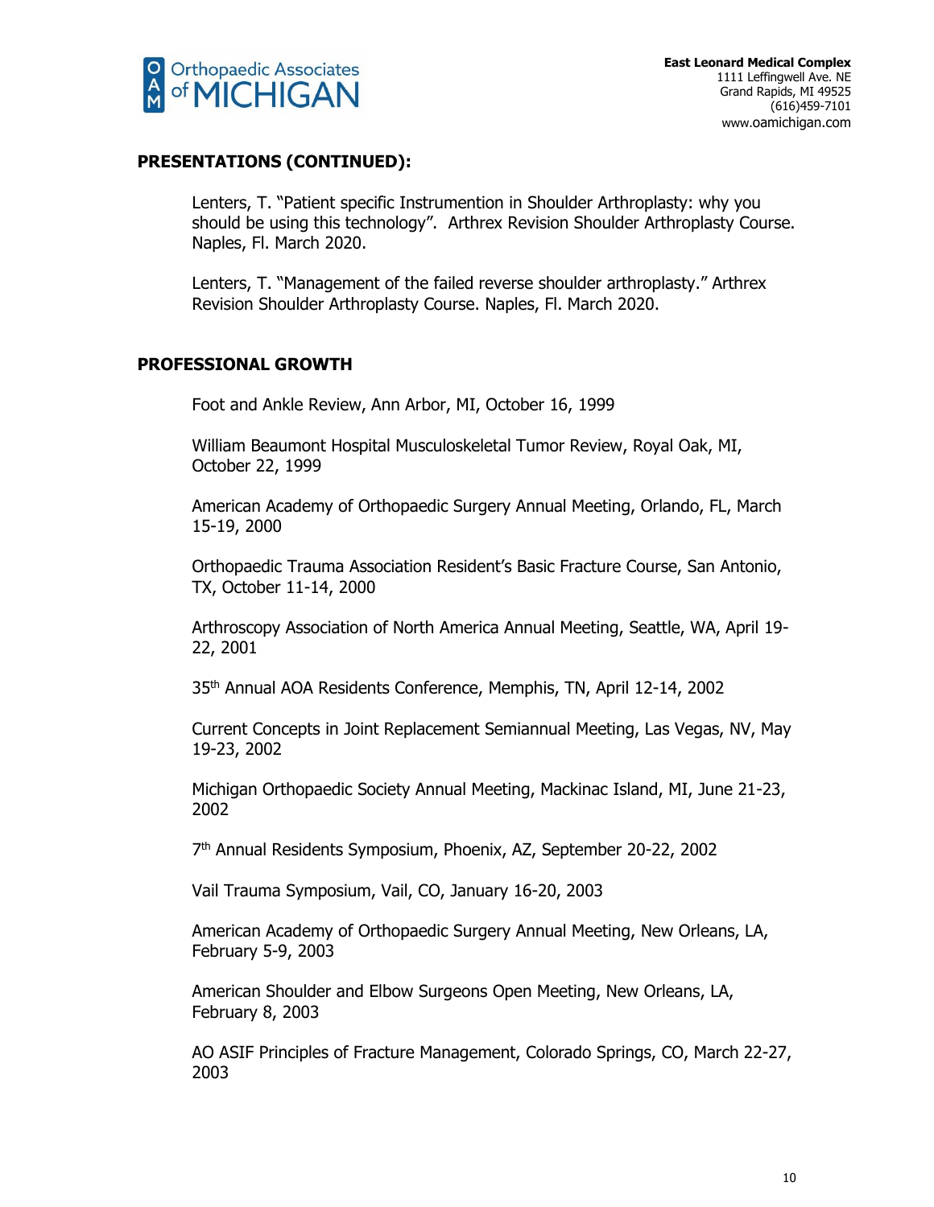## PRESENTATIONS (CONTINUED):

Lenters, T. "Patient specific Instrumention in Shoulder Arthroplasty: why you should be using this technology". Arthrex Revision Shoulder Arthroplasty Course. Naples, Fl. March 2020.

Lenters, T. "Management of the failed reverse shoulder arthroplasty." Arthrex Revision Shoulder Arthroplasty Course. Naples, Fl. March 2020.

## PROFESSIONAL GROWTH

Foot and Ankle Review, Ann Arbor, MI, October 16, 1999

William Beaumont Hospital Musculoskeletal Tumor Review, Royal Oak, MI, October 22, 1999

American Academy of Orthopaedic Surgery Annual Meeting, Orlando, FL, March 15-19, 2000

Orthopaedic Trauma Association Resident's Basic Fracture Course, San Antonio, TX, October 11-14, 2000

Arthroscopy Association of North America Annual Meeting, Seattle, WA, April 19-22, 2001

35th Annual AOA Residents Conference, Memphis, TN, April 12-14, 2002

Current Concepts in Joint Replacement Semiannual Meeting, Las Vegas, NV, May 19-23, 2002

Michigan Orthopaedic Society Annual Meeting, Mackinac Island, MI, June 21-23, 2002

7th Annual Residents Symposium, Phoenix, AZ, September 20-22, 2002

Vail Trauma Symposium, Vail, CO, January 16-20, 2003

American Academy of Orthopaedic Surgery Annual Meeting, New Orleans, LA, February 5-9, 2003

American Shoulder and Elbow Surgeons Open Meeting, New Orleans, LA, February 8, 2003

AO ASIF Principles of Fracture Management, Colorado Springs, CO, March 22-27, 2003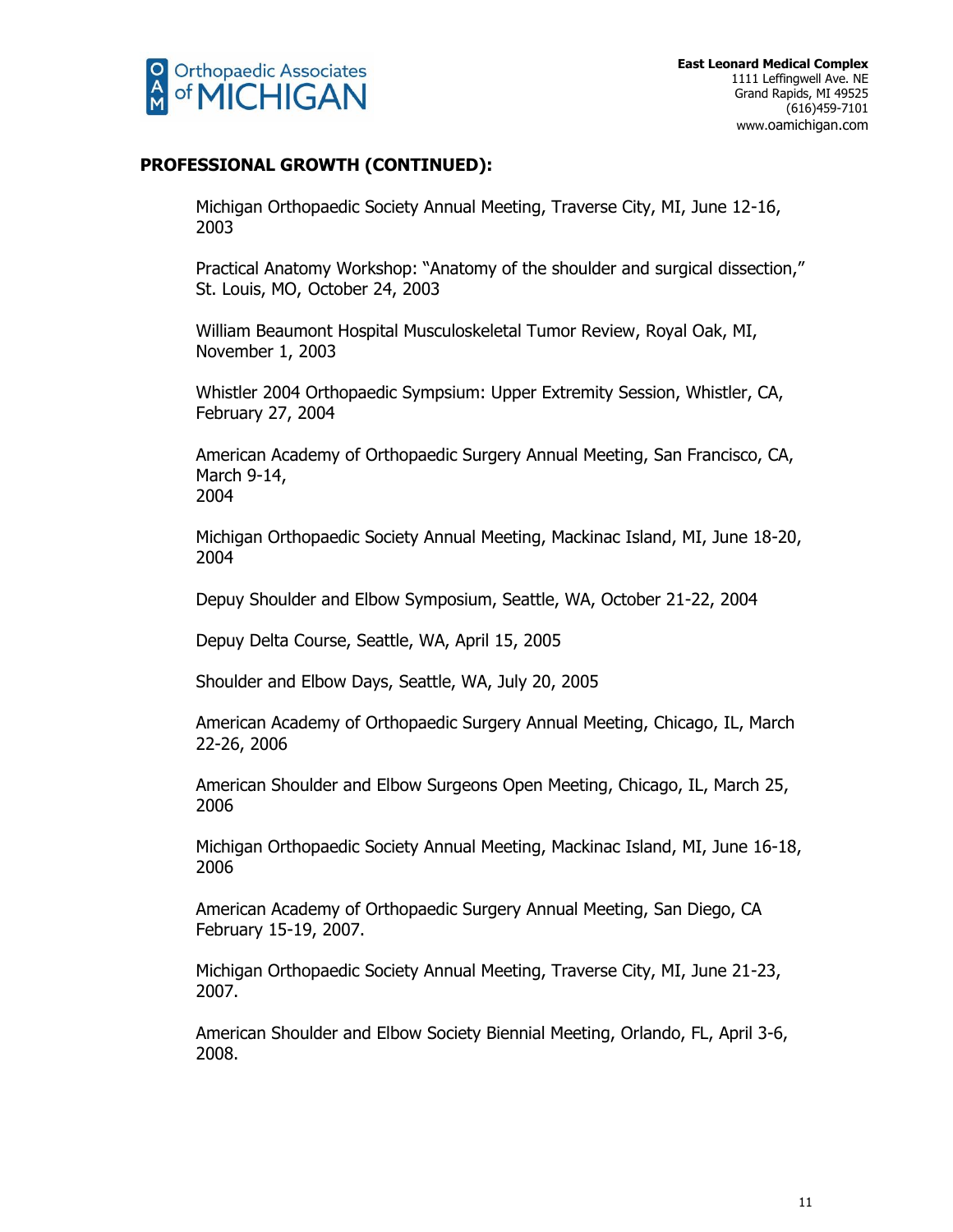## PROFESSIONAL GROWTH (CONTINUED):

Michigan Orthopaedic Society Annual Meeting, Traverse City, MI, June 12-16, 2003

Practical Anatomy Workshop: "Anatomy of the shoulder and surgical dissection," St. Louis, MO, October 24, 2003

William Beaumont Hospital Musculoskeletal Tumor Review, Royal Oak, MI, November 1, 2003

Whistler 2004 Orthopaedic Sympsium: Upper Extremity Session, Whistler, CA, February 27, 2004

American Academy of Orthopaedic Surgery Annual Meeting, San Francisco, CA, March 9-14, 2004

Michigan Orthopaedic Society Annual Meeting, Mackinac Island, MI, June 18-20, 2004

Depuy Shoulder and Elbow Symposium, Seattle, WA, October 21-22, 2004

Depuy Delta Course, Seattle, WA, April 15, 2005

Shoulder and Elbow Days, Seattle, WA, July 20, 2005

American Academy of Orthopaedic Surgery Annual Meeting, Chicago, IL, March 22-26, 2006

American Shoulder and Elbow Surgeons Open Meeting, Chicago, IL, March 25, 2006

Michigan Orthopaedic Society Annual Meeting, Mackinac Island, MI, June 16-18, 2006

American Academy of Orthopaedic Surgery Annual Meeting, San Diego, CA February 15-19, 2007.

Michigan Orthopaedic Society Annual Meeting, Traverse City, MI, June 21-23, 2007.

American Shoulder and Elbow Society Biennial Meeting, Orlando, FL, April 3-6, 2008.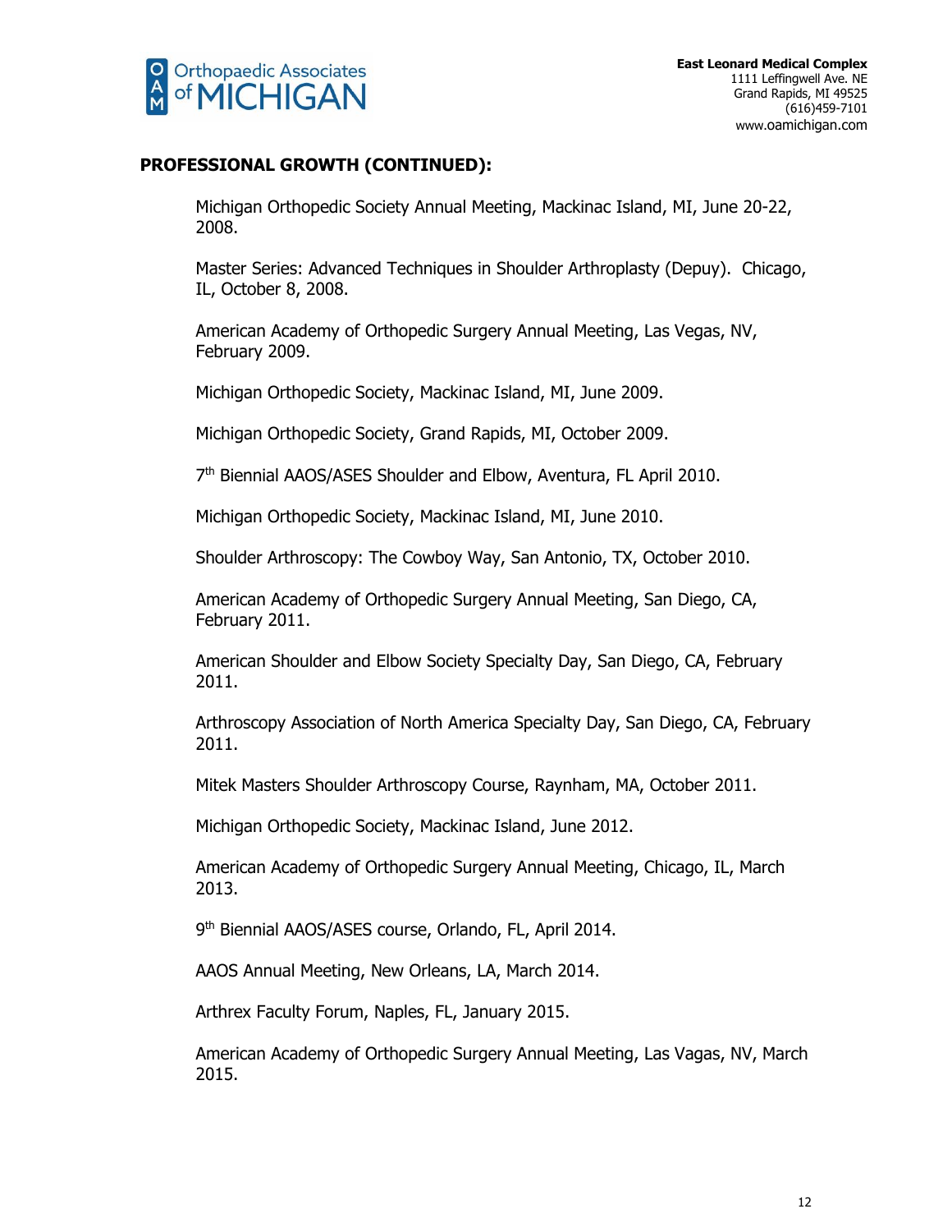## PROFESSIONAL GROWTH (CONTINUED):

Michigan Orthopedic Society Annual Meeting, Mackinac Island, MI, June 20-22, 2008.

Master Series: Advanced Techniques in Shoulder Arthroplasty (Depuy). Chicago, IL, October 8, 2008.

American Academy of Orthopedic Surgery Annual Meeting, Las Vegas, NV, February 2009.

Michigan Orthopedic Society, Mackinac Island, MI, June 2009.

Michigan Orthopedic Society, Grand Rapids, MI, October 2009.

7th Biennial AAOS/ASES Shoulder and Elbow, Aventura, FL April 2010.

Michigan Orthopedic Society, Mackinac Island, MI, June 2010.

Shoulder Arthroscopy: The Cowboy Way, San Antonio, TX, October 2010.

American Academy of Orthopedic Surgery Annual Meeting, San Diego, CA, February 2011.

American Shoulder and Elbow Society Specialty Day, San Diego, CA, February 2011.

Arthroscopy Association of North America Specialty Day, San Diego, CA, February 2011.

Mitek Masters Shoulder Arthroscopy Course, Raynham, MA, October 2011.

Michigan Orthopedic Society, Mackinac Island, June 2012.

American Academy of Orthopedic Surgery Annual Meeting, Chicago, IL, March 2013.

9th Biennial AAOS/ASES course, Orlando, FL, April 2014.

AAOS Annual Meeting, New Orleans, LA, March 2014.

Arthrex Faculty Forum, Naples, FL, January 2015.

American Academy of Orthopedic Surgery Annual Meeting, Las Vagas, NV, March 2015.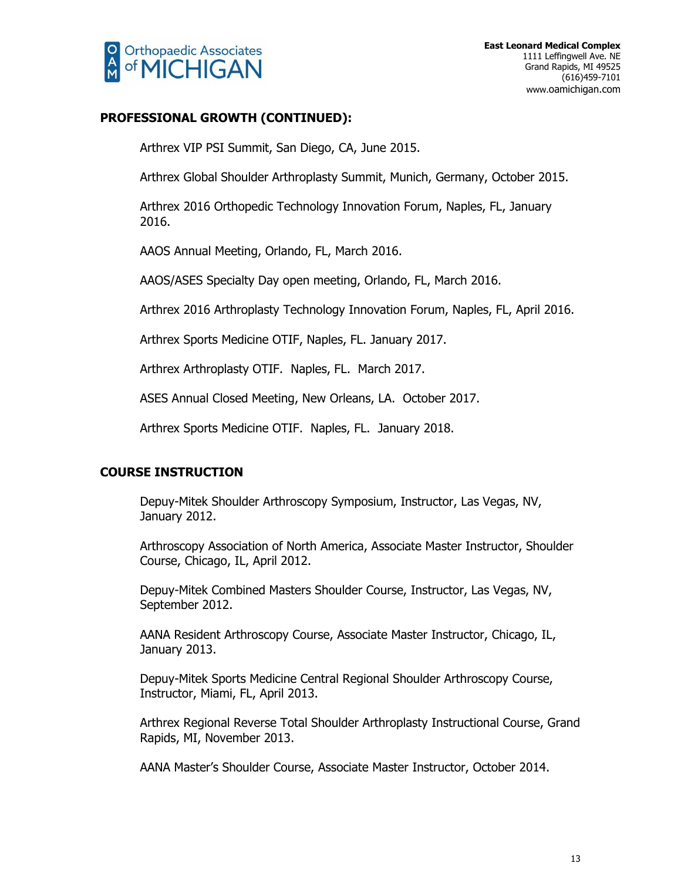## PROFESSIONAL GROWTH (CONTINUED):

Arthrex VIP PSI Summit, San Diego, CA, June 2015.

Arthrex Global Shoulder Arthroplasty Summit, Munich, Germany, October 2015.

Arthrex 2016 Orthopedic Technology Innovation Forum, Naples, FL, January 2016.

AAOS Annual Meeting, Orlando, FL, March 2016.

AAOS/ASES Specialty Day open meeting, Orlando, FL, March 2016.

Arthrex 2016 Arthroplasty Technology Innovation Forum, Naples, FL, April 2016.

Arthrex Sports Medicine OTIF, Naples, FL. January 2017.

Arthrex Arthroplasty OTIF. Naples, FL. March 2017.

ASES Annual Closed Meeting, New Orleans, LA. October 2017.

Arthrex Sports Medicine OTIF. Naples, FL. January 2018.

## COURSE INSTRUCTION

Depuy-Mitek Shoulder Arthroscopy Symposium, Instructor, Las Vegas, NV, January 2012.

Arthroscopy Association of North America, Associate Master Instructor, Shoulder Course, Chicago, IL, April 2012.

Depuy-Mitek Combined Masters Shoulder Course, Instructor, Las Vegas, NV, September 2012.

AANA Resident Arthroscopy Course, Associate Master Instructor, Chicago, IL, January 2013.

Depuy-Mitek Sports Medicine Central Regional Shoulder Arthroscopy Course, Instructor, Miami, FL, April 2013.

Arthrex Regional Reverse Total Shoulder Arthroplasty Instructional Course, Grand Rapids, MI, November 2013.

AANA Master's Shoulder Course, Associate Master Instructor, October 2014.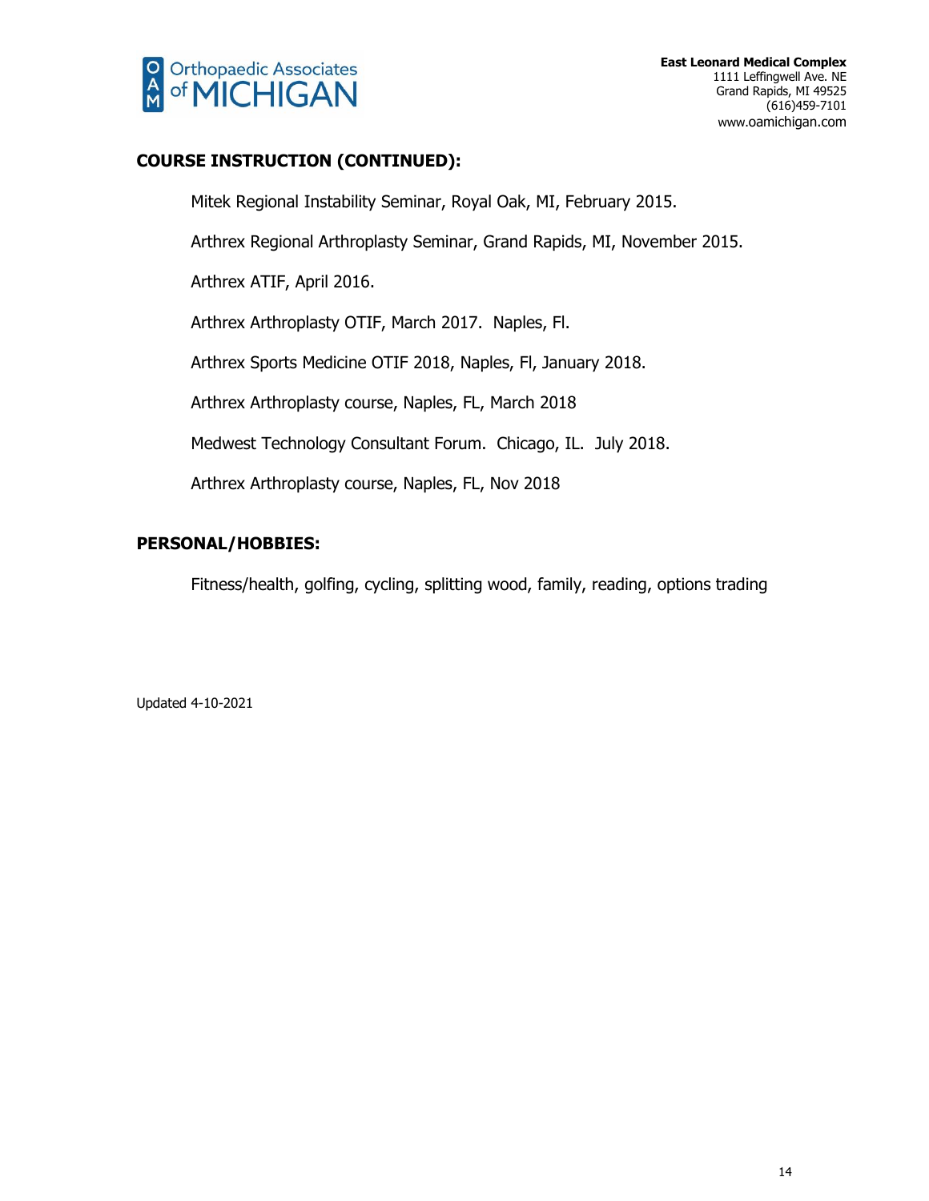## COURSE INSTRUCTION (CONTINUED):

Mitek Regional Instability Seminar, Royal Oak, MI, February 2015.

Arthrex Regional Arthroplasty Seminar, Grand Rapids, MI, November 2015.

Arthrex ATIF, April 2016.

Arthrex Arthroplasty OTIF, March 2017. Naples, Fl.

Arthrex Sports Medicine OTIF 2018, Naples, Fl, January 2018.

Arthrex Arthroplasty course, Naples, FL, March 2018

Medwest Technology Consultant Forum. Chicago, IL. July 2018.

Arthrex Arthroplasty course, Naples, FL, Nov 2018

## PERSONAL/HOBBIES:

Fitness/health, golfing, cycling, splitting wood, family, reading, options trading

Updated 4-10-2021